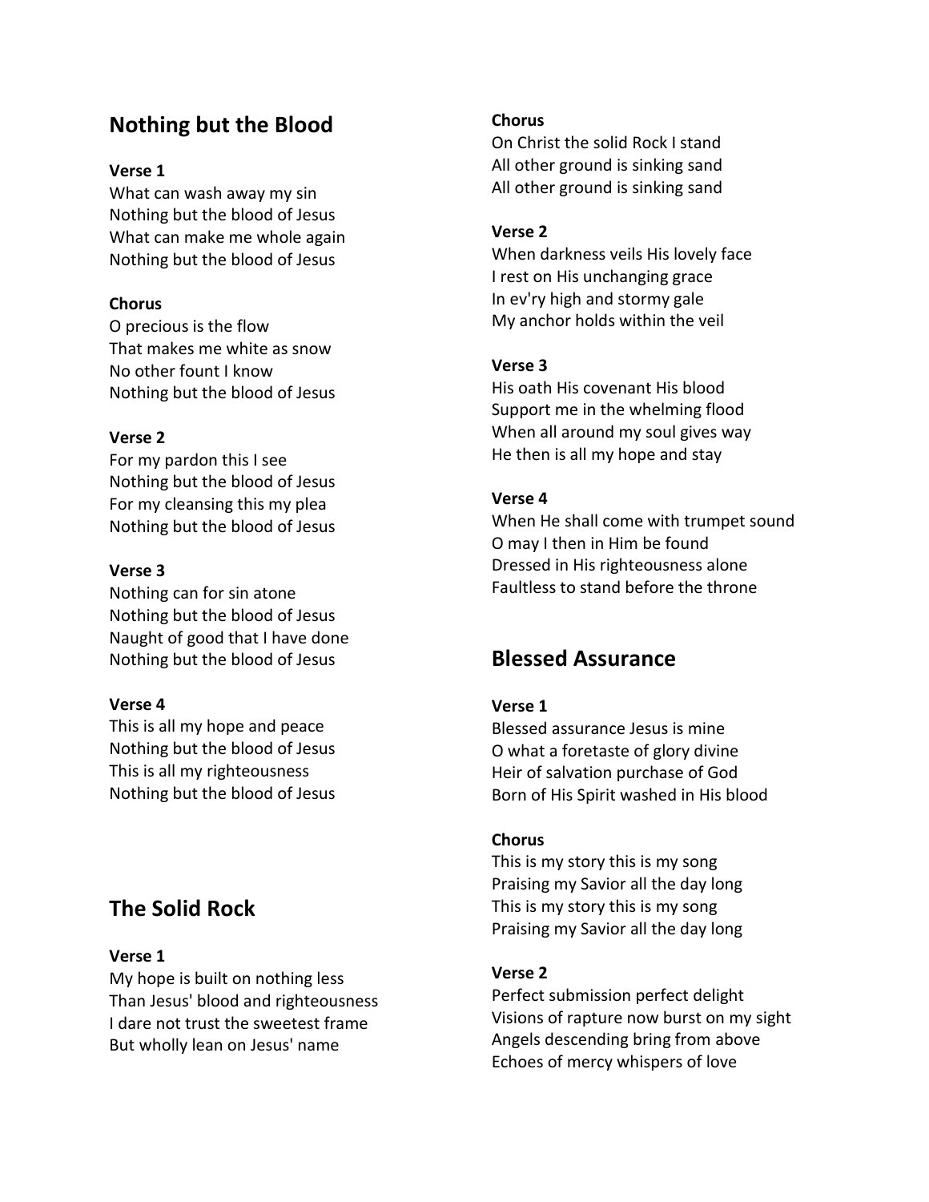## Nothing but the Blood

**Verse 1**
What can wash away my sin
Nothing but the blood of Jesus
What can make me whole again
Nothing but the blood of Jesus

**Chorus**
O precious is the flow
That makes me white as snow
No other fount I know
Nothing but the blood of Jesus

**Verse 2**
For my pardon this I see
Nothing but the blood of Jesus
For my cleansing this my plea
Nothing but the blood of Jesus

**Verse 3**
Nothing can for sin atone
Nothing but the blood of Jesus
Naught of good that I have done
Nothing but the blood of Jesus

**Verse 4**
This is all my hope and peace
Nothing but the blood of Jesus
This is all my righteousness
Nothing but the blood of Jesus

## The Solid Rock

**Verse 1**
My hope is built on nothing less
Than Jesus' blood and righteousness
I dare not trust the sweetest frame
But wholly lean on Jesus' name

**Chorus**
On Christ the solid Rock I stand
All other ground is sinking sand
All other ground is sinking sand

**Verse 2**
When darkness veils His lovely face
I rest on His unchanging grace
In ev'ry high and stormy gale
My anchor holds within the veil

**Verse 3**
His oath His covenant His blood
Support me in the whelming flood
When all around my soul gives way
He then is all my hope and stay

**Verse 4**
When He shall come with trumpet sound
O may I then in Him be found
Dressed in His righteousness alone
Faultless to stand before the throne

## Blessed Assurance

**Verse 1**
Blessed assurance Jesus is mine
O what a foretaste of glory divine
Heir of salvation purchase of God
Born of His Spirit washed in His blood

**Chorus**
This is my story this is my song
Praising my Savior all the day long
This is my story this is my song
Praising my Savior all the day long

**Verse 2**
Perfect submission perfect delight
Visions of rapture now burst on my sight
Angels descending bring from above
Echoes of mercy whispers of love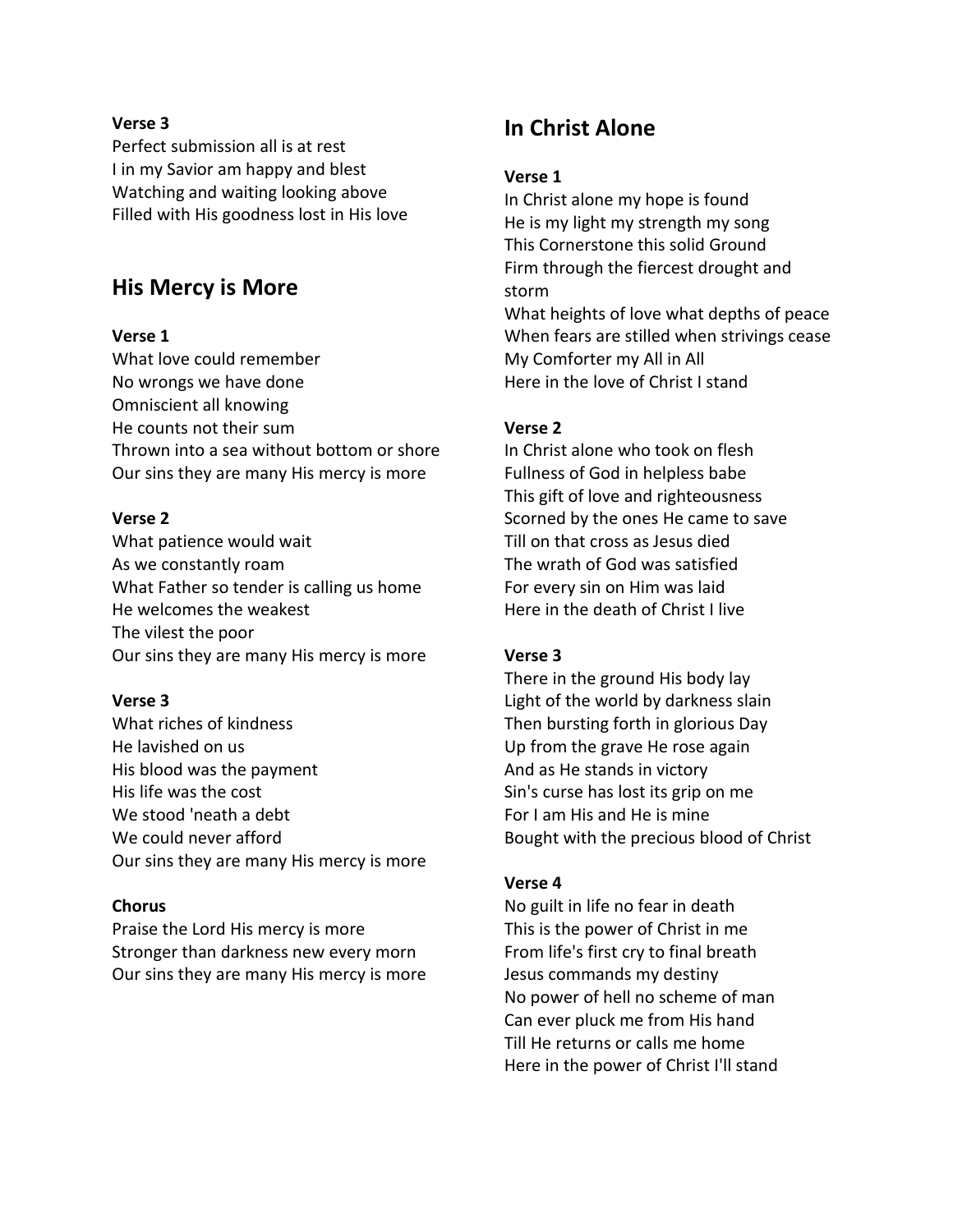**Verse 3**

Perfect submission all is at rest
I in my Savior am happy and blest
Watching and waiting looking above
Filled with His goodness lost in His love

## His Mercy is More

**Verse 1**

What love could remember
No wrongs we have done
Omniscient all knowing
He counts not their sum
Thrown into a sea without bottom or shore
Our sins they are many His mercy is more

**Verse 2**

What patience would wait
As we constantly roam
What Father so tender is calling us home
He welcomes the weakest
The vilest the poor
Our sins they are many His mercy is more

**Verse 3**

What riches of kindness
He lavished on us
His blood was the payment
His life was the cost
We stood 'neath a debt
We could never afford
Our sins they are many His mercy is more

**Chorus**

Praise the Lord His mercy is more
Stronger than darkness new every morn
Our sins they are many His mercy is more

## In Christ Alone

**Verse 1**

In Christ alone my hope is found
He is my light my strength my song
This Cornerstone this solid Ground
Firm through the fiercest drought and storm
What heights of love what depths of peace
When fears are stilled when strivings cease
My Comforter my All in All
Here in the love of Christ I stand

**Verse 2**

In Christ alone who took on flesh
Fullness of God in helpless babe
This gift of love and righteousness
Scorned by the ones He came to save
Till on that cross as Jesus died
The wrath of God was satisfied
For every sin on Him was laid
Here in the death of Christ I live

**Verse 3**

There in the ground His body lay
Light of the world by darkness slain
Then bursting forth in glorious Day
Up from the grave He rose again
And as He stands in victory
Sin's curse has lost its grip on me
For I am His and He is mine
Bought with the precious blood of Christ

**Verse 4**

No guilt in life no fear in death
This is the power of Christ in me
From life's first cry to final breath
Jesus commands my destiny
No power of hell no scheme of man
Can ever pluck me from His hand
Till He returns or calls me home
Here in the power of Christ I'll stand